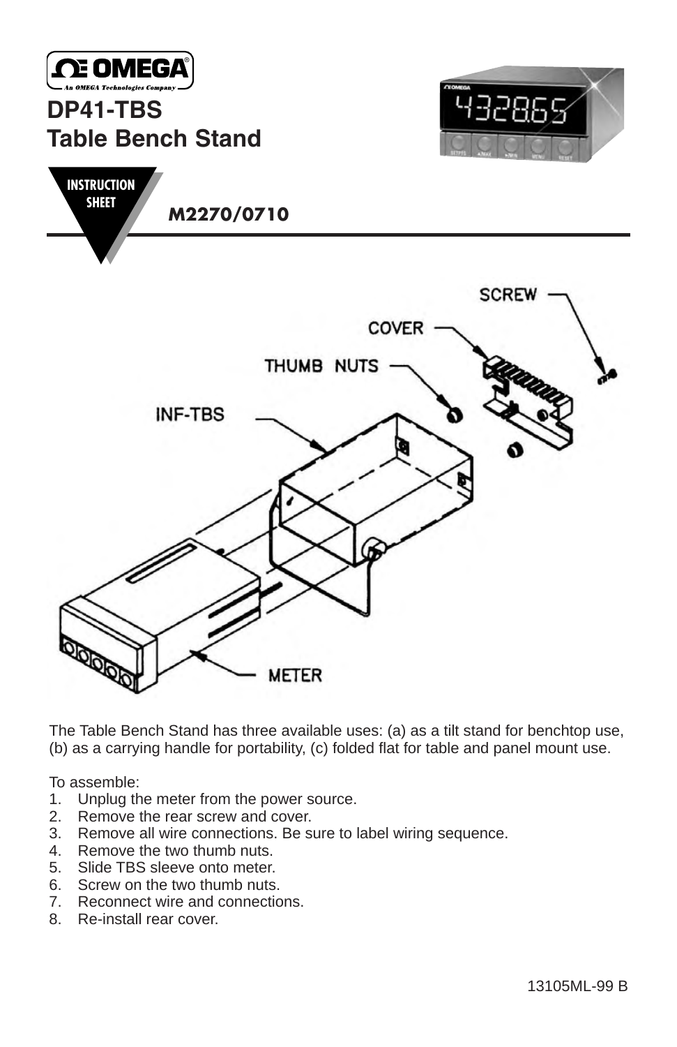# DP41-TBS
# Table Bench Stand

INSTRUCTION SHEET

**M2270/0710**

The Table Bench Stand has three available uses: (a) as a tilt stand for benchtop use, (b) as a carrying handle for portability, (c) folded flat for table and panel mount use.

To assemble:

1. Unplug the meter from the power source.
2. Remove the rear screw and cover.
3. Remove all wire connections. Be sure to label wiring sequence.
4. Remove the two thumb nuts.
5. Slide TBS sleeve onto meter.
6. Screw on the two thumb nuts.
7. Reconnect wire and connections.
8. Re-install rear cover.

13105ML-99 B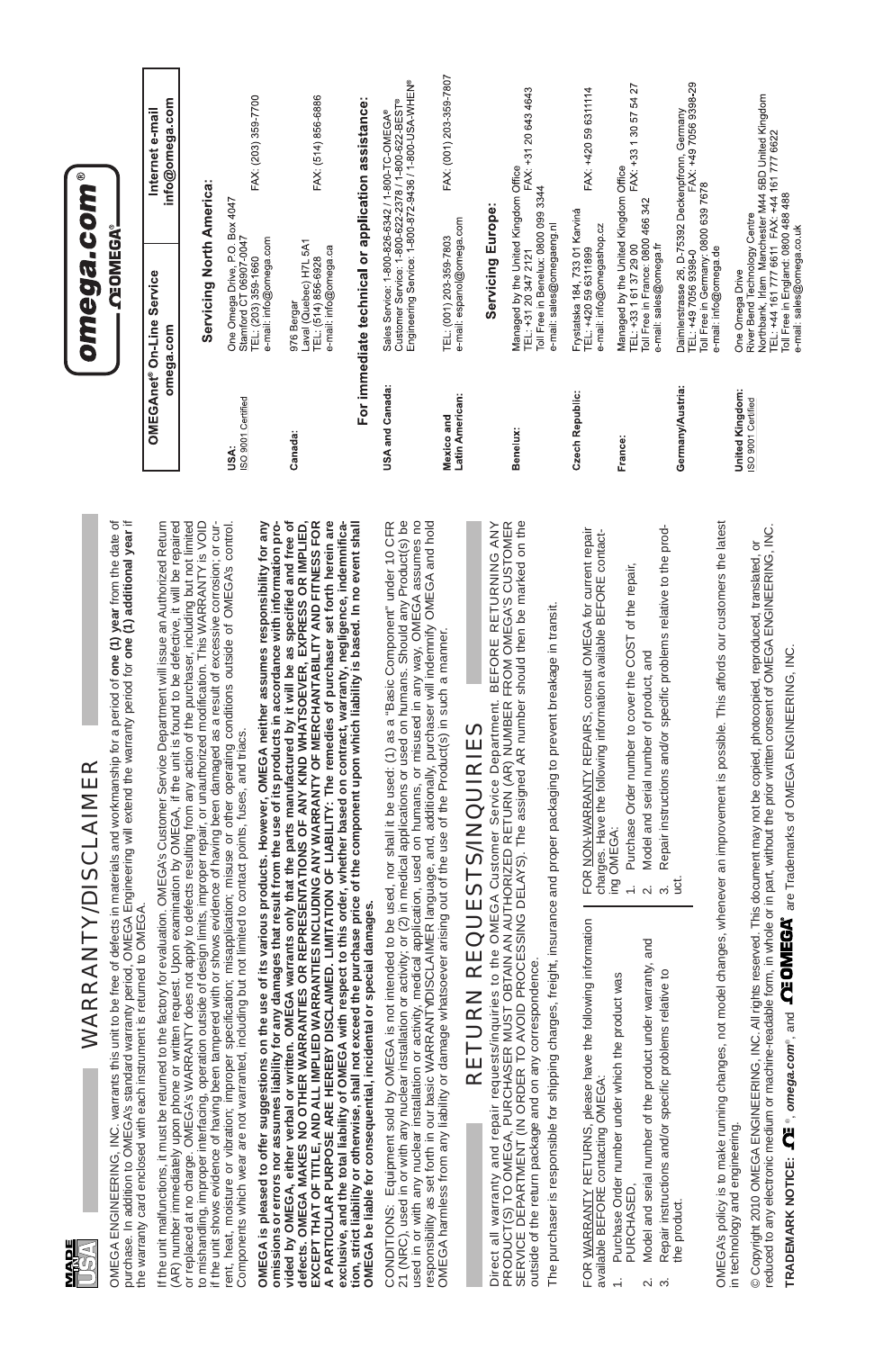MADE IN USA

# WARRANTY/DISCLAIMER

OMEGA ENGINEERING, INC. warrants this unit to be free of defects in materials and workmanship for a period of **one (1) year** from the date of purchase. In addition to OMEGA's standard warranty period, OMEGA Engineering will extend the warranty period for **one (1) additional year** if the warranty card enclosed with each instrument is returned to OMEGA.

If the unit malfunctions, it must be returned to the factory for evaluation. OMEGA's Customer Service Department will issue an Authorized Return (AR) number immediately upon phone or written request. Upon examination by OMEGA, if the unit is found to be defective, it will be repaired or replaced at no charge. OMEGA's WARRANTY does not apply to defects resulting from any action of the purchaser, including but not limited to mishandling, improper interfacing, operation outside of design limits, improper repair, or unauthorized modification. This WARRANTY is VOID if the unit shows evidence of having been tampered with or shows evidence of having been damaged as a result of excessive corrosion; or current, heat, moisture or vibration; improper specification; misapplication; misuse or other operating conditions outside of OMEGA's control. Components which wear are not warranted, including but not limited to contact points, fuses, and triacs.

**OMEGA is pleased to offer suggestions on the use of its various products. However, OMEGA neither assumes responsibility for any omissions or errors nor assumes liability for any damages that result from the use of its products in accordance with information provided by OMEGA, either verbal or written. OMEGA warrants only that the parts manufactured by it will be as specified and free of defects. OMEGA MAKES NO OTHER WARRANTIES OR REPRESENTATIONS OF ANY KIND WHATSOEVER, EXPRESS OR IMPLIED, EXCEPT THAT OF TITLE, AND ALL IMPLIED WARRANTIES INCLUDING ANY WARRANTY OF MERCHANTABILITY AND FITNESS FOR A PARTICULAR PURPOSE ARE HEREBY DISCLAIMED. LIMITATION OF LIABILITY: The remedies of purchaser set forth herein are exclusive, and the total liability of OMEGA with respect to this order, whether based on contract, warranty, negligence, indemnification, strict liability or otherwise, shall not exceed the purchase price of the component upon which liability is based. In no event shall OMEGA be liable for consequential, incidental or special damages.**

CONDITIONS: Equipment sold by OMEGA is not intended to be used, nor shall it be used: (1) as a "Basic Component" under 10 CFR 21 (NRC), used in or with any nuclear installation or activity; or (2) in medical applications or used on humans. Should any Product(s) be used in or with any nuclear installation or activity, medical application, used on humans, or misused in any way, OMEGA assumes no responsibility as set forth in our basic WARRANTY/DISCLAIMER language, and, additionally, purchaser will indemnify OMEGA and hold OMEGA harmless from any liability or damage whatsoever arising out of the use of the Product(s) in such a manner.

# RETURN REQUESTS/INQUIRIES

Direct all warranty and repair requests/inquiries to the OMEGA Customer Service Department. BEFORE RETURNING ANY PRODUCT(S) TO OMEGA, PURCHASER MUST OBTAIN AN AUTHORIZED RETURN (AR) NUMBER FROM OMEGA'S CUSTOMER SERVICE DEPARTMENT (IN ORDER TO AVOID PROCESSING DELAYS). The assigned AR number should then be marked on the outside of the return package and on any correspondence.

The purchaser is responsible for shipping charges, freight, insurance and proper packaging to prevent breakage in transit.

FOR WARRANTY RETURNS, please have the following information available BEFORE contacting OMEGA:

1. Purchase Order number under which the product was PURCHASED,
2. Model and serial number of the product under warranty, and
3. Repair instructions and/or specific problems relative to the product.

FOR NON-WARRANTY REPAIRS, consult OMEGA for current repair charges. Have the following information available BEFORE contacting OMEGA:

1. Purchase Order number to cover the COST of the repair,
2. Model and serial number of product, and
3. Repair instructions and/or specific problems relative to the product.

OMEGA's policy is to make running changes, not model changes, whenever an improvement is possible. This affords our customers the latest in technology and engineering.

© Copyright 2010 OMEGA ENGINEERING, INC. All rights reserved. This document may not be copied, photocopied, reproduced, translated, or reduced to any electronic medium or machine-readable form, in whole or in part, without the prior written consent of OMEGA ENGINEERING, INC.

**TRADEMARK NOTICE:** Ω®, *omega.com*®, and ΩOMEGA® are Trademarks of OMEGA ENGINEERING, INC.

---

**omega.com**®
ΩOMEGA®

| OMEGAnet® On-Line Service<br>omega.com | Internet e-mail<br>info@omega.com |
|---|---|

## Servicing North America:

**USA:**
ISO 9001 Certified

One Omega Drive, P.O. Box 4047
Stamford CT 06907-0047
TEL: (203) 359-1660 FAX: (203) 359-7700
e-mail: info@omega.com

**Canada:**

976 Bergar
Laval (Quebec) H7L 5A1
TEL: (514) 856-6928 FAX: (514) 856-6886
e-mail: info@omega.ca

## For immediate technical or application assistance:

**USA and Canada:**

Sales Service: 1-800-826-6342 / 1-800-TC-OMEGA®
Customer Service: 1-800-622-2378 / 1-800-622-BEST®
Engineering Service: 1-800-872-9436 / 1-800-USA-WHEN®

**Mexico and Latin American:**

TEL: (001) 203-359-7803 FAX: (001) 203-359-7807
e-mail: espanol@omega.com

## Servicing Europe:

**Benelux:**

Managed by the United Kingdom Office
TEL: +31 20 347 2121 FAX: +31 20 643 4643
Toll Free in Benelux: 0800 099 3344
e-mail: sales@omegaeng.nl

**Czech Republic:**

Frystatska 184, 733 01 Karviná
TEL: +420 59 6311899 FAX: +420 59 6311114
e-mail: info@omegashop.cz

**France:**

Managed by the United Kingdom Office
TEL: +33 1 61 37 29 00 FAX: +33 1 30 57 54 27
Toll Free in France: 0800 466 342
e-mail: sales@omega.fr

**Germany/Austria:**

Daimlerstrasse 26, D-75392 Deckenpfronn, Germany
TEL: +49 7056 9398-0 FAX: +49 7056 9398-29
Toll Free in Germany: 0800 639 7678
e-mail: info@omega.de

**United Kingdom:**
ISO 9001 Certified

One Omega Drive
River Bend Technology Centre
Northbank, Irlam Manchester M44 5BD United Kingdom
TEL: +44 161 777 6611 FAX: +44 161 777 6622
Toll Free in England: 0800 488 488
e-mail: sales@omega.co.uk